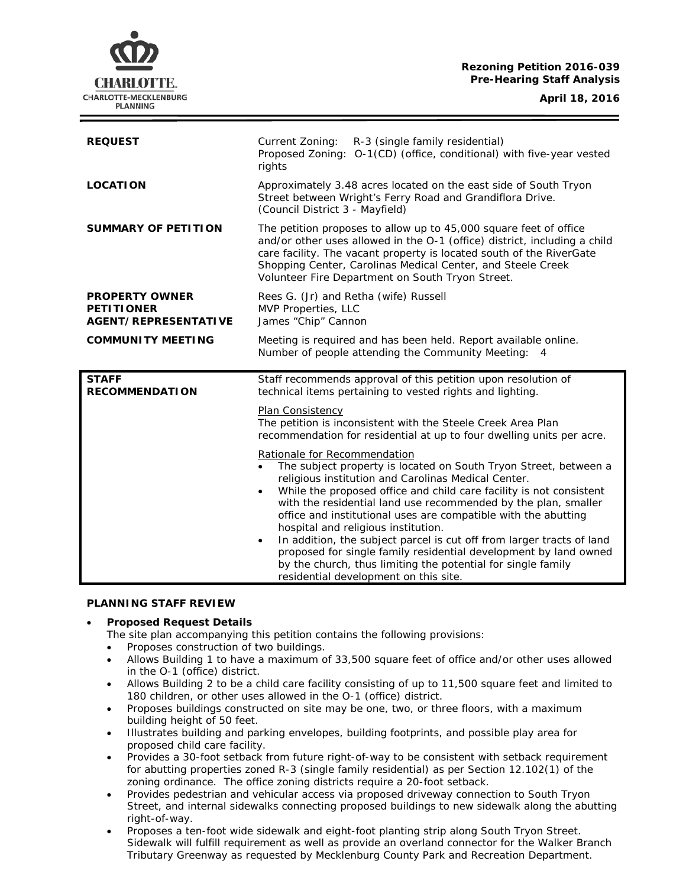**Rezoning Petition 2016-039**
**Pre-Hearing Staff Analysis**
**April 18, 2016**

| | |
|---|---|
| **REQUEST** | Current Zoning: R-3 (single family residential)<br>Proposed Zoning: O-1(CD) (office, conditional) with five-year vested rights |
| **LOCATION** | Approximately 3.48 acres located on the east side of South Tryon Street between Wright's Ferry Road and Grandiflora Drive.<br>(Council District 3 - Mayfield) |
| **SUMMARY OF PETITION** | The petition proposes to allow up to 45,000 square feet of office and/or other uses allowed in the O-1 (office) district, including a child care facility. The vacant property is located south of the RiverGate Shopping Center, Carolinas Medical Center, and Steele Creek Volunteer Fire Department on South Tryon Street. |
| **PROPERTY OWNER**<br>**PETITIONER**<br>**AGENT/REPRESENTATIVE** | Rees G. (Jr) and Retha (wife) Russell<br>MVP Properties, LLC<br>James "Chip" Cannon |
| **COMMUNITY MEETING** | Meeting is required and has been held. Report available online.<br>Number of people attending the Community Meeting: 4 |

| | |
|---|---|
| **STAFF RECOMMENDATION** | Staff recommends approval of this petition upon resolution of technical items pertaining to vested rights and lighting.<br><br><u>Plan Consistency</u><br>The petition is inconsistent with the Steele Creek Area Plan recommendation for residential at up to four dwelling units per acre.<br><br><u>Rationale for Recommendation</u><br>• The subject property is located on South Tryon Street, between a religious institution and Carolinas Medical Center.<br>• While the proposed office and child care facility is not consistent with the residential land use recommended by the plan, smaller office and institutional uses are compatible with the abutting hospital and religious institution.<br>• In addition, the subject parcel is cut off from larger tracts of land proposed for single family residential development by land owned by the church, thus limiting the potential for single family residential development on this site. |

**PLANNING STAFF REVIEW**

- **Proposed Request Details**
  The site plan accompanying this petition contains the following provisions:
  - Proposes construction of two buildings.
  - Allows Building 1 to have a maximum of 33,500 square feet of office and/or other uses allowed in the O-1 (office) district.
  - Allows Building 2 to be a child care facility consisting of up to 11,500 square feet and limited to 180 children, or other uses allowed in the O-1 (office) district.
  - Proposes buildings constructed on site may be one, two, or three floors, with a maximum building height of 50 feet.
  - Illustrates building and parking envelopes, building footprints, and possible play area for proposed child care facility.
  - Provides a 30-foot setback from future right-of-way to be consistent with setback requirement for abutting properties zoned R-3 (single family residential) as per Section 12.102(1) of the zoning ordinance. The office zoning districts require a 20-foot setback.
  - Provides pedestrian and vehicular access via proposed driveway connection to South Tryon Street, and internal sidewalks connecting proposed buildings to new sidewalk along the abutting right-of-way.
  - Proposes a ten-foot wide sidewalk and eight-foot planting strip along South Tryon Street. Sidewalk will fulfill requirement as well as provide an overland connector for the Walker Branch Tributary Greenway as requested by Mecklenburg County Park and Recreation Department.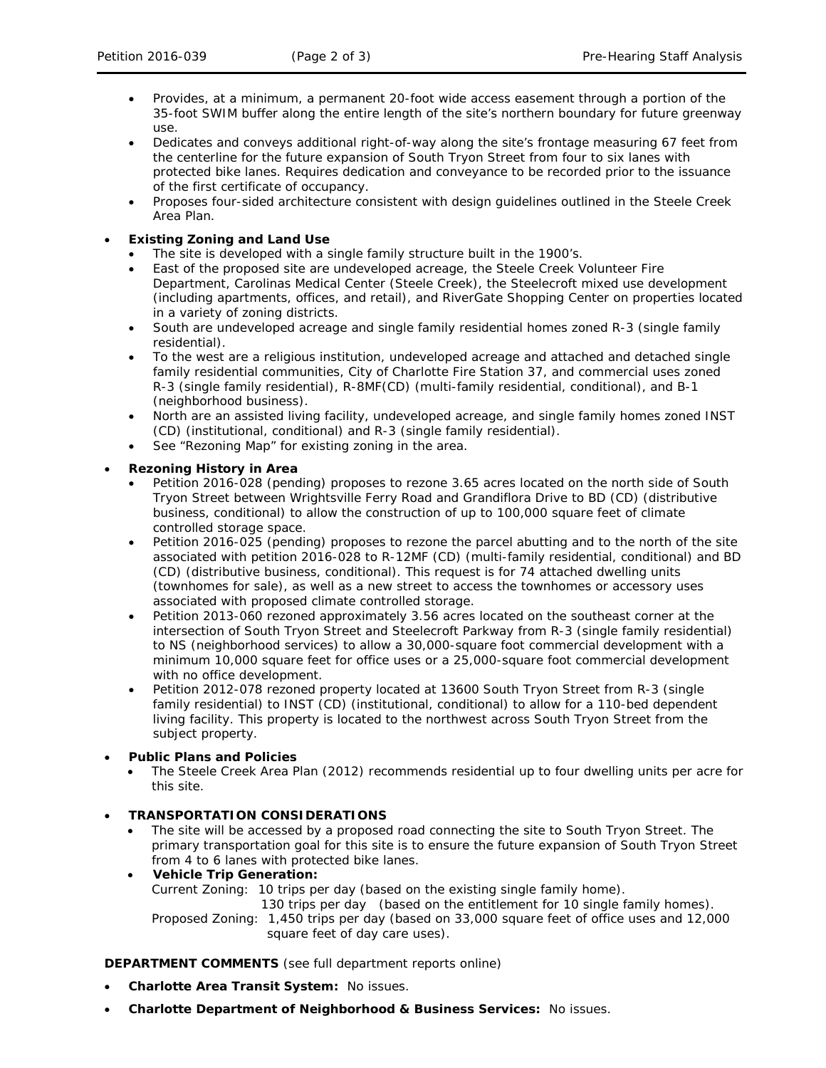- Provides, at a minimum, a permanent 20-foot wide access easement through a portion of the 35-foot SWIM buffer along the entire length of the site's northern boundary for future greenway use.
- Dedicates and conveys additional right-of-way along the site's frontage measuring 67 feet from the centerline for the future expansion of South Tryon Street from four to six lanes with protected bike lanes. Requires dedication and conveyance to be recorded prior to the issuance of the first certificate of occupancy.
- Proposes four-sided architecture consistent with design guidelines outlined in the Steele Creek Area Plan.

- **Existing Zoning and Land Use**
  - The site is developed with a single family structure built in the 1900's.
  - East of the proposed site are undeveloped acreage, the Steele Creek Volunteer Fire Department, Carolinas Medical Center (Steele Creek), the Steelecroft mixed use development (including apartments, offices, and retail), and RiverGate Shopping Center on properties located in a variety of zoning districts.
  - South are undeveloped acreage and single family residential homes zoned R-3 (single family residential).
  - To the west are a religious institution, undeveloped acreage and attached and detached single family residential communities, City of Charlotte Fire Station 37, and commercial uses zoned R-3 (single family residential), R-8MF(CD) (multi-family residential, conditional), and B-1 (neighborhood business).
  - North are an assisted living facility, undeveloped acreage, and single family homes zoned INST (CD) (institutional, conditional) and R-3 (single family residential).
  - See "Rezoning Map" for existing zoning in the area.

- **Rezoning History in Area**
  - Petition 2016-028 (pending) proposes to rezone 3.65 acres located on the north side of South Tryon Street between Wrightsville Ferry Road and Grandiflora Drive to BD (CD) (distributive business, conditional) to allow the construction of up to 100,000 square feet of climate controlled storage space.
  - Petition 2016-025 (pending) proposes to rezone the parcel abutting and to the north of the site associated with petition 2016-028 to R-12MF (CD) (multi-family residential, conditional) and BD (CD) (distributive business, conditional). This request is for 74 attached dwelling units (townhomes for sale), as well as a new street to access the townhomes or accessory uses associated with proposed climate controlled storage.
  - Petition 2013-060 rezoned approximately 3.56 acres located on the southeast corner at the intersection of South Tryon Street and Steelecroft Parkway from R-3 (single family residential) to NS (neighborhood services) to allow a 30,000-square foot commercial development with a minimum 10,000 square feet for office uses or a 25,000-square foot commercial development with no office development.
  - Petition 2012-078 rezoned property located at 13600 South Tryon Street from R-3 (single family residential) to INST (CD) (institutional, conditional) to allow for a 110-bed dependent living facility. This property is located to the northwest across South Tryon Street from the subject property.

- **Public Plans and Policies**
  - The Steele Creek Area Plan (2012) recommends residential up to four dwelling units per acre for this site.

- **TRANSPORTATION CONSIDERATIONS**
  - The site will be accessed by a proposed road connecting the site to South Tryon Street. The primary transportation goal for this site is to ensure the future expansion of South Tryon Street from 4 to 6 lanes with protected bike lanes.
  - **Vehicle Trip Generation:**

    Current Zoning: 10 trips per day (based on the existing single family home).
    130 trips per day (based on the entitlement for 10 single family homes).

    Proposed Zoning: 1,450 trips per day (based on 33,000 square feet of office uses and 12,000 square feet of day care uses).

**DEPARTMENT COMMENTS** (see full department reports online)

- **Charlotte Area Transit System:** No issues.
- **Charlotte Department of Neighborhood & Business Services:** No issues.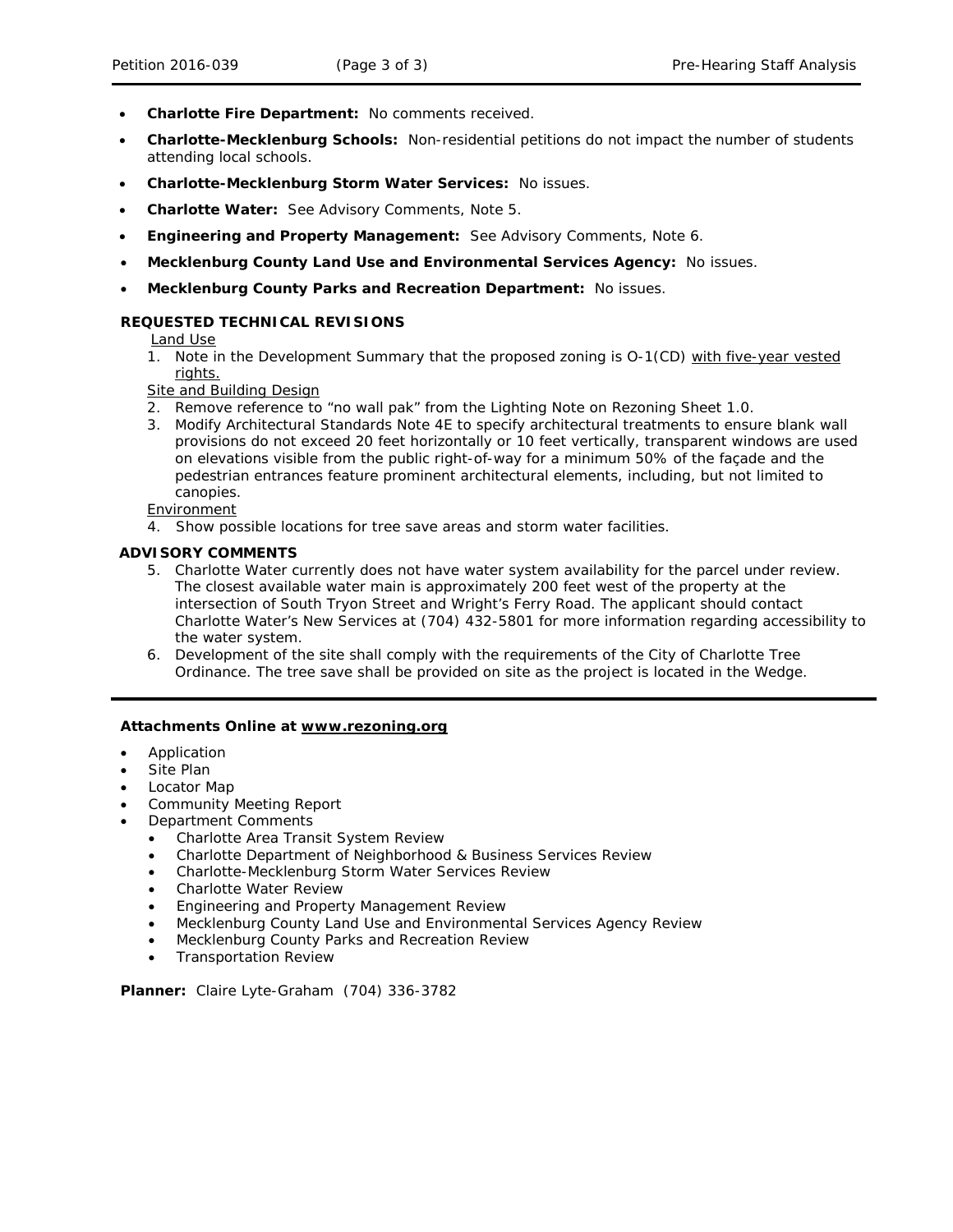- **Charlotte Fire Department:** No comments received.
- **Charlotte-Mecklenburg Schools:** Non-residential petitions do not impact the number of students attending local schools.
- **Charlotte-Mecklenburg Storm Water Services:** No issues.
- **Charlotte Water:** See Advisory Comments, Note 5.
- **Engineering and Property Management:** See Advisory Comments, Note 6.
- **Mecklenburg County Land Use and Environmental Services Agency:** No issues.
- **Mecklenburg County Parks and Recreation Department:** No issues.

**REQUESTED TECHNICAL REVISIONS**

<u>Land Use</u>

1. Note in the Development Summary that the proposed zoning is O-1(CD) <u>with five-year vested rights.</u>

<u>Site and Building Design</u>

2. Remove reference to "no wall pak" from the Lighting Note on Rezoning Sheet 1.0.
3. Modify Architectural Standards Note 4E to specify architectural treatments to ensure blank wall provisions do not exceed 20 feet horizontally or 10 feet vertically, transparent windows are used on elevations visible from the public right-of-way for a minimum 50% of the façade and the pedestrian entrances feature prominent architectural elements, including, but not limited to canopies.

<u>Environment</u>

4. Show possible locations for tree save areas and storm water facilities.

**ADVISORY COMMENTS**

5. Charlotte Water currently does not have water system availability for the parcel under review. The closest available water main is approximately 200 feet west of the property at the intersection of South Tryon Street and Wright's Ferry Road. The applicant should contact Charlotte Water's New Services at (704) 432-5801 for more information regarding accessibility to the water system.
6. Development of the site shall comply with the requirements of the City of Charlotte Tree Ordinance. The tree save shall be provided on site as the project is located in the Wedge.

---

**Attachments Online at <u>www.rezoning.org</u>**

- Application
- Site Plan
- Locator Map
- Community Meeting Report
- Department Comments
  - Charlotte Area Transit System Review
  - Charlotte Department of Neighborhood & Business Services Review
  - Charlotte-Mecklenburg Storm Water Services Review
  - Charlotte Water Review
  - Engineering and Property Management Review
  - Mecklenburg County Land Use and Environmental Services Agency Review
  - Mecklenburg County Parks and Recreation Review
  - Transportation Review

**Planner:** Claire Lyte-Graham (704) 336-3782